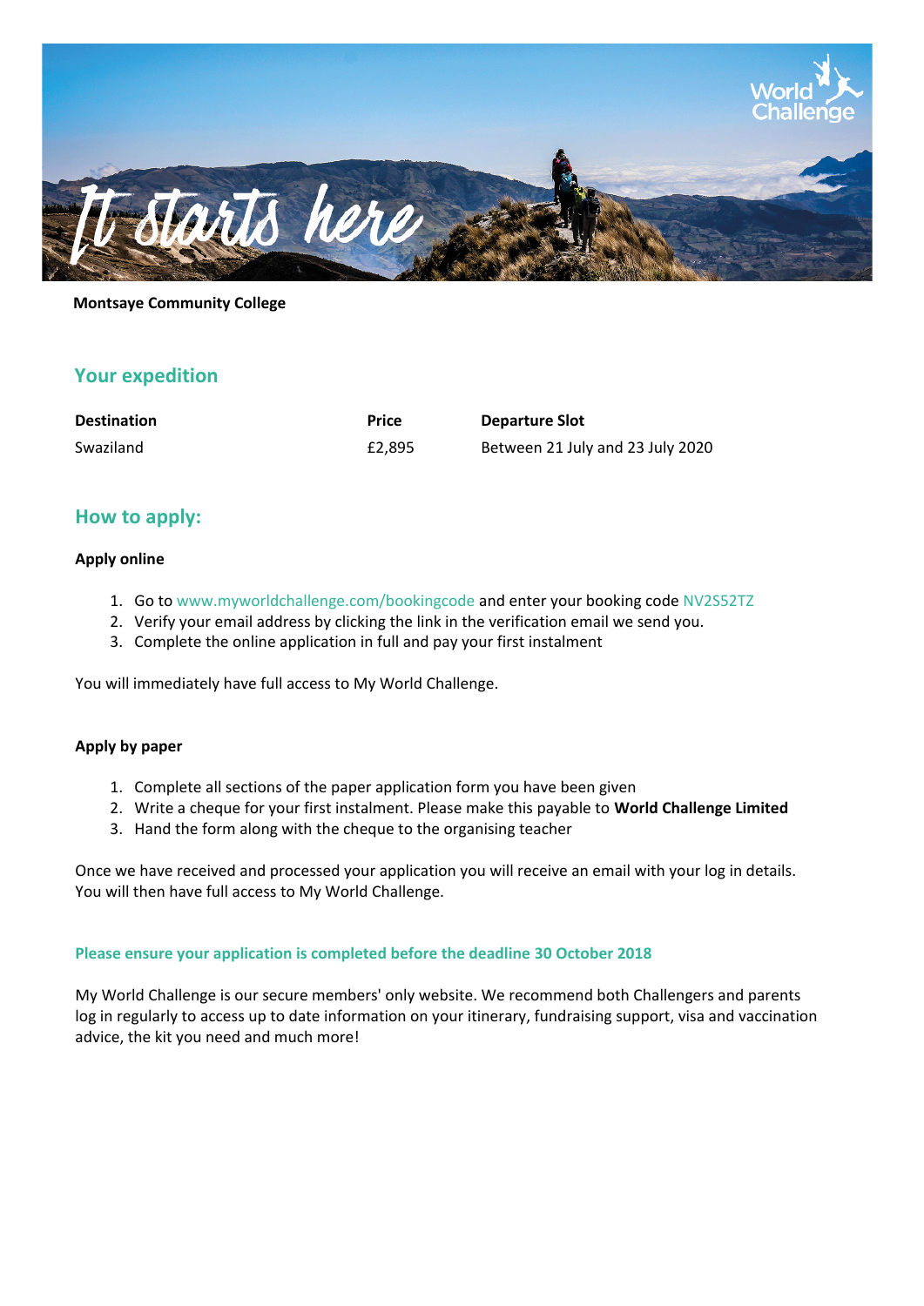It starts here

World Challenge

**Montsaye Community College**

## Your expedition

| Destination | Price | Departure Slot |
| --- | --- | --- |
| Swaziland | £2,895 | Between 21 July and 23 July 2020 |

## How to apply:

**Apply online**

1. Go to www.myworldchallenge.com/bookingcode and enter your booking code NV2S52TZ
2. Verify your email address by clicking the link in the verification email we send you.
3. Complete the online application in full and pay your first instalment

You will immediately have full access to My World Challenge.

**Apply by paper**

1. Complete all sections of the paper application form you have been given
2. Write a cheque for your first instalment. Please make this payable to **World Challenge Limited**
3. Hand the form along with the cheque to the organising teacher

Once we have received and processed your application you will receive an email with your log in details. You will then have full access to My World Challenge.

**Please ensure your application is completed before the deadline 30 October 2018**

My World Challenge is our secure members' only website. We recommend both Challengers and parents log in regularly to access up to date information on your itinerary, fundraising support, visa and vaccination advice, the kit you need and much more!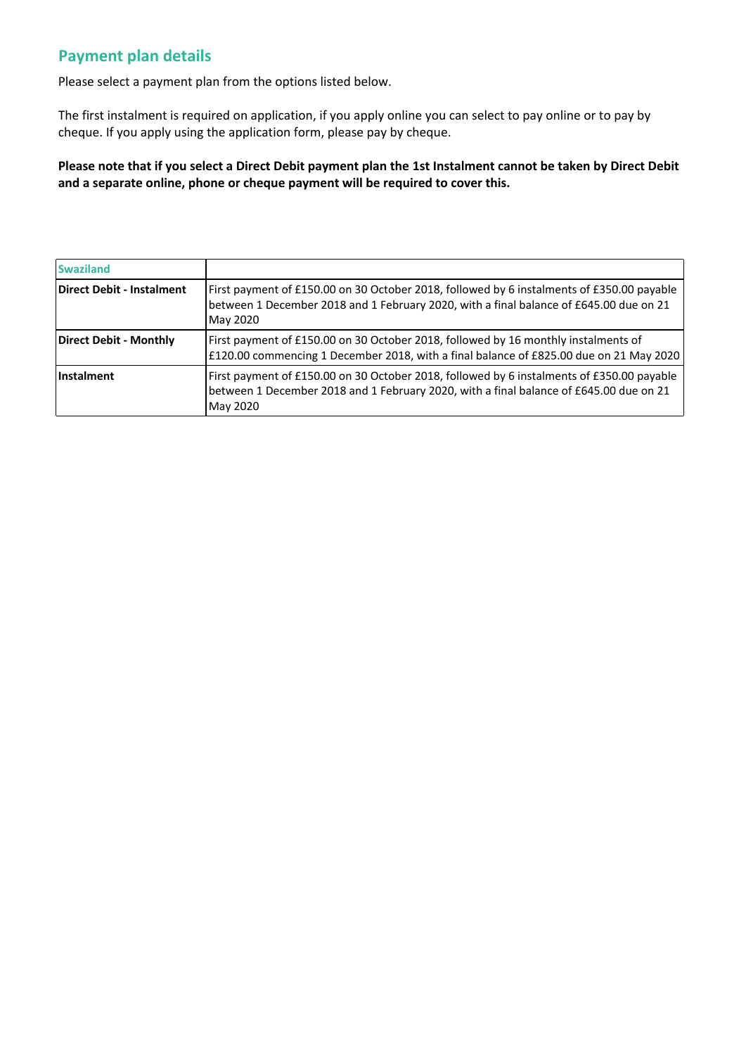## Payment plan details

Please select a payment plan from the options listed below.

The first instalment is required on application, if you apply online you can select to pay online or to pay by cheque. If you apply using the application form, please pay by cheque.

**Please note that if you select a Direct Debit payment plan the 1st Instalment cannot be taken by Direct Debit and a separate online, phone or cheque payment will be required to cover this.**

| Swaziland | |
|---|---|
| **Direct Debit - Instalment** | First payment of £150.00 on 30 October 2018, followed by 6 instalments of £350.00 payable between 1 December 2018 and 1 February 2020, with a final balance of £645.00 due on 21 May 2020 |
| **Direct Debit - Monthly** | First payment of £150.00 on 30 October 2018, followed by 16 monthly instalments of £120.00 commencing 1 December 2018, with a final balance of £825.00 due on 21 May 2020 |
| **Instalment** | First payment of £150.00 on 30 October 2018, followed by 6 instalments of £350.00 payable between 1 December 2018 and 1 February 2020, with a final balance of £645.00 due on 21 May 2020 |